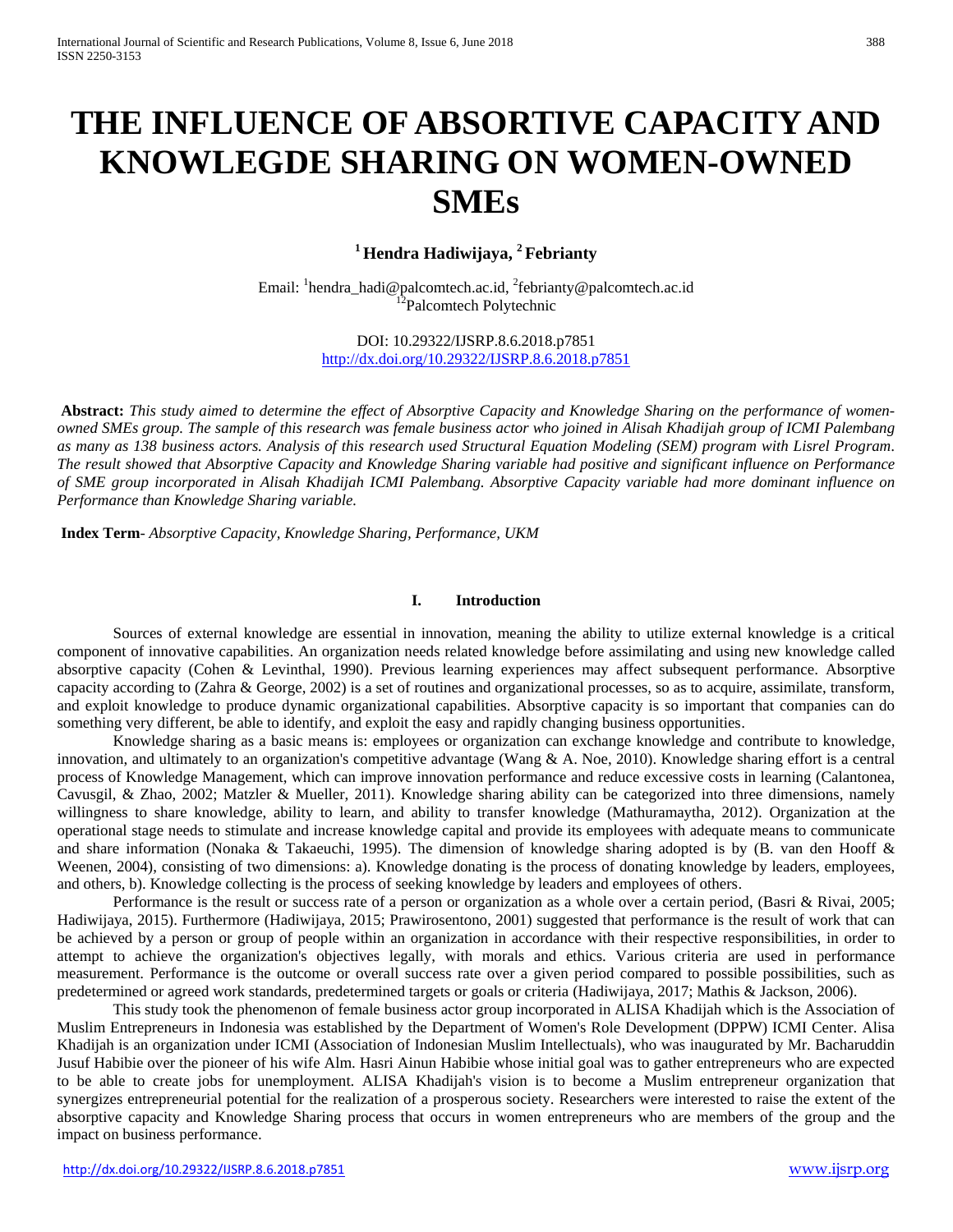# THE INFLUENCE OF ABSORTIVE CAPACITY AND KNOWLEGDE SHARING ON WOMEN-OWNED SMEs

**[1] Hendra Hadiwijaya, [2] Febrianty**

Email: [1]hendra_hadi@palcomtech.ac.id, [2]febrianty@palcomtech.ac.id
[12]Palcomtech Polytechnic

DOI: 10.29322/IJSRP.8.6.2018.p7851
http://dx.doi.org/10.29322/IJSRP.8.6.2018.p7851

**Abstract:** *This study aimed to determine the effect of Absorptive Capacity and Knowledge Sharing on the performance of women-owned SMEs group. The sample of this research was female business actor who joined in Alisah Khadijah group of ICMI Palembang as many as 138 business actors. Analysis of this research used Structural Equation Modeling (SEM) program with Lisrel Program. The result showed that Absorptive Capacity and Knowledge Sharing variable had positive and significant influence on Performance of SME group incorporated in Alisah Khadijah ICMI Palembang. Absorptive Capacity variable had more dominant influence on Performance than Knowledge Sharing variable.*

**Index Term**- *Absorptive Capacity, Knowledge Sharing, Performance, UKM*

## I. Introduction

Sources of external knowledge are essential in innovation, meaning the ability to utilize external knowledge is a critical component of innovative capabilities. An organization needs related knowledge before assimilating and using new knowledge called absorptive capacity (Cohen & Levinthal, 1990). Previous learning experiences may affect subsequent performance. Absorptive capacity according to (Zahra & George, 2002) is a set of routines and organizational processes, so as to acquire, assimilate, transform, and exploit knowledge to produce dynamic organizational capabilities. Absorptive capacity is so important that companies can do something very different, be able to identify, and exploit the easy and rapidly changing business opportunities.

Knowledge sharing as a basic means is: employees or organization can exchange knowledge and contribute to knowledge, innovation, and ultimately to an organization's competitive advantage (Wang & A. Noe, 2010). Knowledge sharing effort is a central process of Knowledge Management, which can improve innovation performance and reduce excessive costs in learning (Calantonea, Cavusgil, & Zhao, 2002; Matzler & Mueller, 2011). Knowledge sharing ability can be categorized into three dimensions, namely willingness to share knowledge, ability to learn, and ability to transfer knowledge (Mathuramaytha, 2012). Organization at the operational stage needs to stimulate and increase knowledge capital and provide its employees with adequate means to communicate and share information (Nonaka & Takaeuchi, 1995). The dimension of knowledge sharing adopted is by (B. van den Hooff & Weenen, 2004), consisting of two dimensions: a). Knowledge donating is the process of donating knowledge by leaders, employees, and others, b). Knowledge collecting is the process of seeking knowledge by leaders and employees of others.

Performance is the result or success rate of a person or organization as a whole over a certain period, (Basri & Rivai, 2005; Hadiwijaya, 2015). Furthermore (Hadiwijaya, 2015; Prawirosentono, 2001) suggested that performance is the result of work that can be achieved by a person or group of people within an organization in accordance with their respective responsibilities, in order to attempt to achieve the organization's objectives legally, with morals and ethics. Various criteria are used in performance measurement. Performance is the outcome or overall success rate over a given period compared to possible possibilities, such as predetermined or agreed work standards, predetermined targets or goals or criteria (Hadiwijaya, 2017; Mathis & Jackson, 2006).

This study took the phenomenon of female business actor group incorporated in ALISA Khadijah which is the Association of Muslim Entrepreneurs in Indonesia was established by the Department of Women's Role Development (DPPW) ICMI Center. Alisa Khadijah is an organization under ICMI (Association of Indonesian Muslim Intellectuals), who was inaugurated by Mr. Bacharuddin Jusuf Habibie over the pioneer of his wife Alm. Hasri Ainun Habibie whose initial goal was to gather entrepreneurs who are expected to be able to create jobs for unemployment. ALISA Khadijah's vision is to become a Muslim entrepreneur organization that synergizes entrepreneurial potential for the realization of a prosperous society. Researchers were interested to raise the extent of the absorptive capacity and Knowledge Sharing process that occurs in women entrepreneurs who are members of the group and the impact on business performance.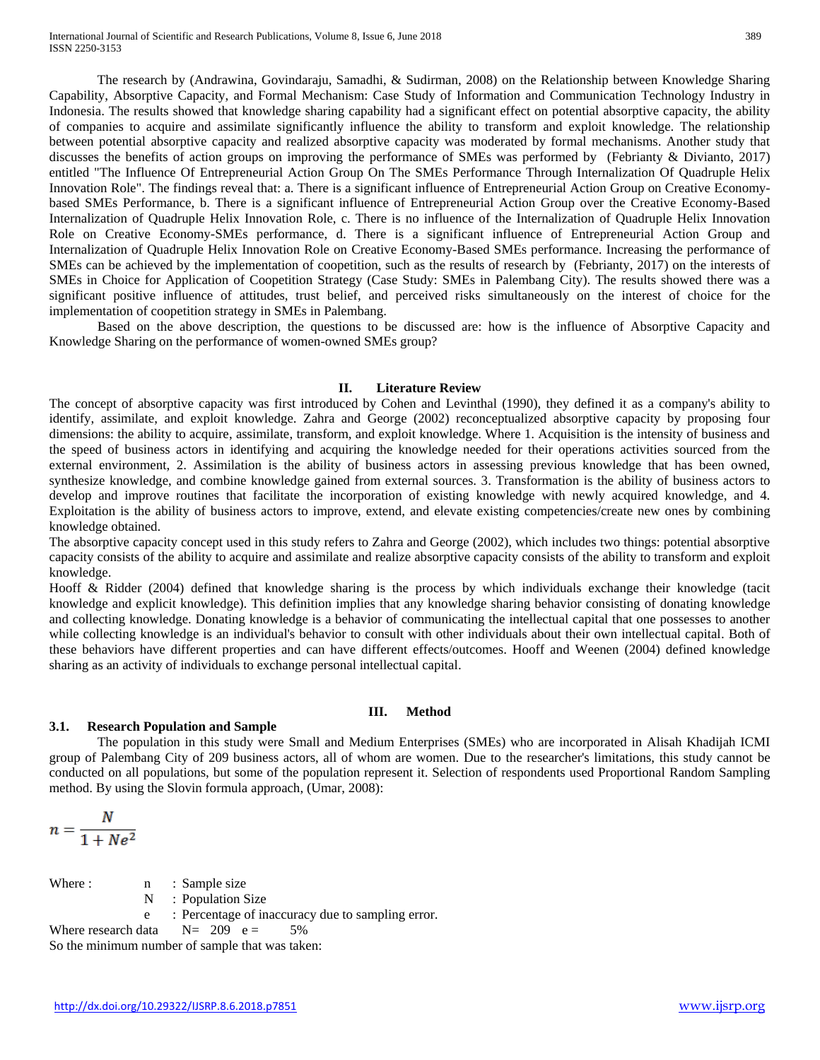The research by (Andrawina, Govindaraju, Samadhi, & Sudirman, 2008) on the Relationship between Knowledge Sharing Capability, Absorptive Capacity, and Formal Mechanism: Case Study of Information and Communication Technology Industry in Indonesia. The results showed that knowledge sharing capability had a significant effect on potential absorptive capacity, the ability of companies to acquire and assimilate significantly influence the ability to transform and exploit knowledge. The relationship between potential absorptive capacity and realized absorptive capacity was moderated by formal mechanisms. Another study that discusses the benefits of action groups on improving the performance of SMEs was performed by (Febrianty & Divianto, 2017) entitled "The Influence Of Entrepreneurial Action Group On The SMEs Performance Through Internalization Of Quadruple Helix Innovation Role". The findings reveal that: a. There is a significant influence of Entrepreneurial Action Group on Creative Economy-based SMEs Performance, b. There is a significant influence of Entrepreneurial Action Group over the Creative Economy-Based Internalization of Quadruple Helix Innovation Role, c. There is no influence of the Internalization of Quadruple Helix Innovation Role on Creative Economy-SMEs performance, d. There is a significant influence of Entrepreneurial Action Group and Internalization of Quadruple Helix Innovation Role on Creative Economy-Based SMEs performance. Increasing the performance of SMEs can be achieved by the implementation of coopetition, such as the results of research by (Febrianty, 2017) on the interests of SMEs in Choice for Application of Coopetition Strategy (Case Study: SMEs in Palembang City). The results showed there was a significant positive influence of attitudes, trust belief, and perceived risks simultaneously on the interest of choice for the implementation of coopetition strategy in SMEs in Palembang.

Based on the above description, the questions to be discussed are: how is the influence of Absorptive Capacity and Knowledge Sharing on the performance of women-owned SMEs group?

## II. Literature Review

The concept of absorptive capacity was first introduced by Cohen and Levinthal (1990), they defined it as a company's ability to identify, assimilate, and exploit knowledge. Zahra and George (2002) reconceptualized absorptive capacity by proposing four dimensions: the ability to acquire, assimilate, transform, and exploit knowledge. Where 1. Acquisition is the intensity of business and the speed of business actors in identifying and acquiring the knowledge needed for their operations activities sourced from the external environment, 2. Assimilation is the ability of business actors in assessing previous knowledge that has been owned, synthesize knowledge, and combine knowledge gained from external sources. 3. Transformation is the ability of business actors to develop and improve routines that facilitate the incorporation of existing knowledge with newly acquired knowledge, and 4. Exploitation is the ability of business actors to improve, extend, and elevate existing competencies/create new ones by combining knowledge obtained.

The absorptive capacity concept used in this study refers to Zahra and George (2002), which includes two things: potential absorptive capacity consists of the ability to acquire and assimilate and realize absorptive capacity consists of the ability to transform and exploit knowledge.

Hooff & Ridder (2004) defined that knowledge sharing is the process by which individuals exchange their knowledge (tacit knowledge and explicit knowledge). This definition implies that any knowledge sharing behavior consisting of donating knowledge and collecting knowledge. Donating knowledge is a behavior of communicating the intellectual capital that one possesses to another while collecting knowledge is an individual's behavior to consult with other individuals about their own intellectual capital. Both of these behaviors have different properties and can have different effects/outcomes. Hooff and Weenen (2004) defined knowledge sharing as an activity of individuals to exchange personal intellectual capital.

## III. Method

### 3.1. Research Population and Sample

The population in this study were Small and Medium Enterprises (SMEs) who are incorporated in Alisah Khadijah ICMI group of Palembang City of 209 business actors, all of whom are women. Due to the researcher's limitations, this study cannot be conducted on all populations, but some of the population represent it. Selection of respondents used Proportional Random Sampling method. By using the Slovin formula approach, (Umar, 2008):

$$n = \frac{N}{1 + Ne^2}$$

Where :
- n : Sample size
- N : Population Size
- e : Percentage of inaccuracy due to sampling error.

Where research data N= 209 e = 5%

So the minimum number of sample that was taken: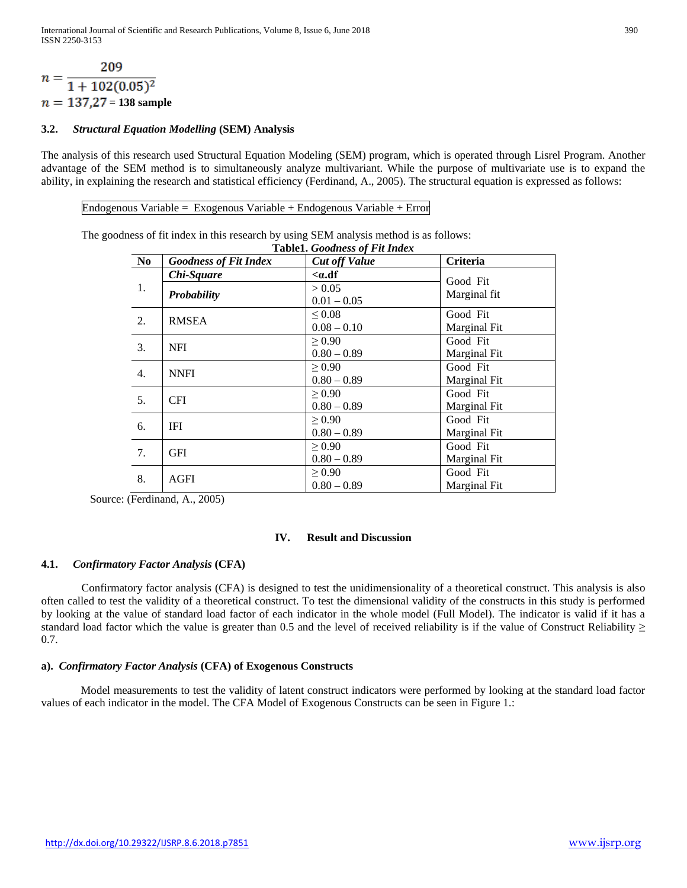$$n = \frac{209}{1 + 102(0.05)^2}$$

$n = 137{,}27$ = **138 sample**

### 3.2. *Structural Equation Modelling* (SEM) Analysis

The analysis of this research used Structural Equation Modeling (SEM) program, which is operated through Lisrel Program. Another advantage of the SEM method is to simultaneously analyze multivariant. While the purpose of multivariate use is to expand the ability, in explaining the research and statistical efficiency (Ferdinand, A., 2005). The structural equation is expressed as follows:

Endogenous Variable = Exogenous Variable + Endogenous Variable + Error

The goodness of fit index in this research by using SEM analysis method is as follows:

**Table1. *Goodness of Fit Index***

| No | *Goodness of Fit Index* | *Cut off Value* | Criteria |
|---|---|---|---|
| 1. | ***Chi-Square*** | **<α.df** | Good Fit |
| | ***Probability*** | > 0.05<br>0.01 – 0.05 | Marginal fit |
| 2. | RMSEA | ≤ 0.08<br>0.08 – 0.10 | Good Fit<br>Marginal Fit |
| 3. | NFI | ≥ 0.90<br>0.80 – 0.89 | Good Fit<br>Marginal Fit |
| 4. | NNFI | ≥ 0.90<br>0.80 – 0.89 | Good Fit<br>Marginal Fit |
| 5. | CFI | ≥ 0.90<br>0.80 – 0.89 | Good Fit<br>Marginal Fit |
| 6. | IFI | ≥ 0.90<br>0.80 – 0.89 | Good Fit<br>Marginal Fit |
| 7. | GFI | ≥ 0.90<br>0.80 – 0.89 | Good Fit<br>Marginal Fit |
| 8. | AGFI | ≥ 0.90<br>0.80 – 0.89 | Good Fit<br>Marginal Fit |

Source: (Ferdinand, A., 2005)

## IV. Result and Discussion

### 4.1. *Confirmatory Factor Analysis* (CFA)

Confirmatory factor analysis (CFA) is designed to test the unidimensionality of a theoretical construct. This analysis is also often called to test the validity of a theoretical construct. To test the dimensional validity of the constructs in this study is performed by looking at the value of standard load factor of each indicator in the whole model (Full Model). The indicator is valid if it has a standard load factor which the value is greater than 0.5 and the level of received reliability is if the value of Construct Reliability ≥ 0.7.

#### a). *Confirmatory Factor Analysis* (CFA) of Exogenous Constructs

Model measurements to test the validity of latent construct indicators were performed by looking at the standard load factor values of each indicator in the model. The CFA Model of Exogenous Constructs can be seen in Figure 1.: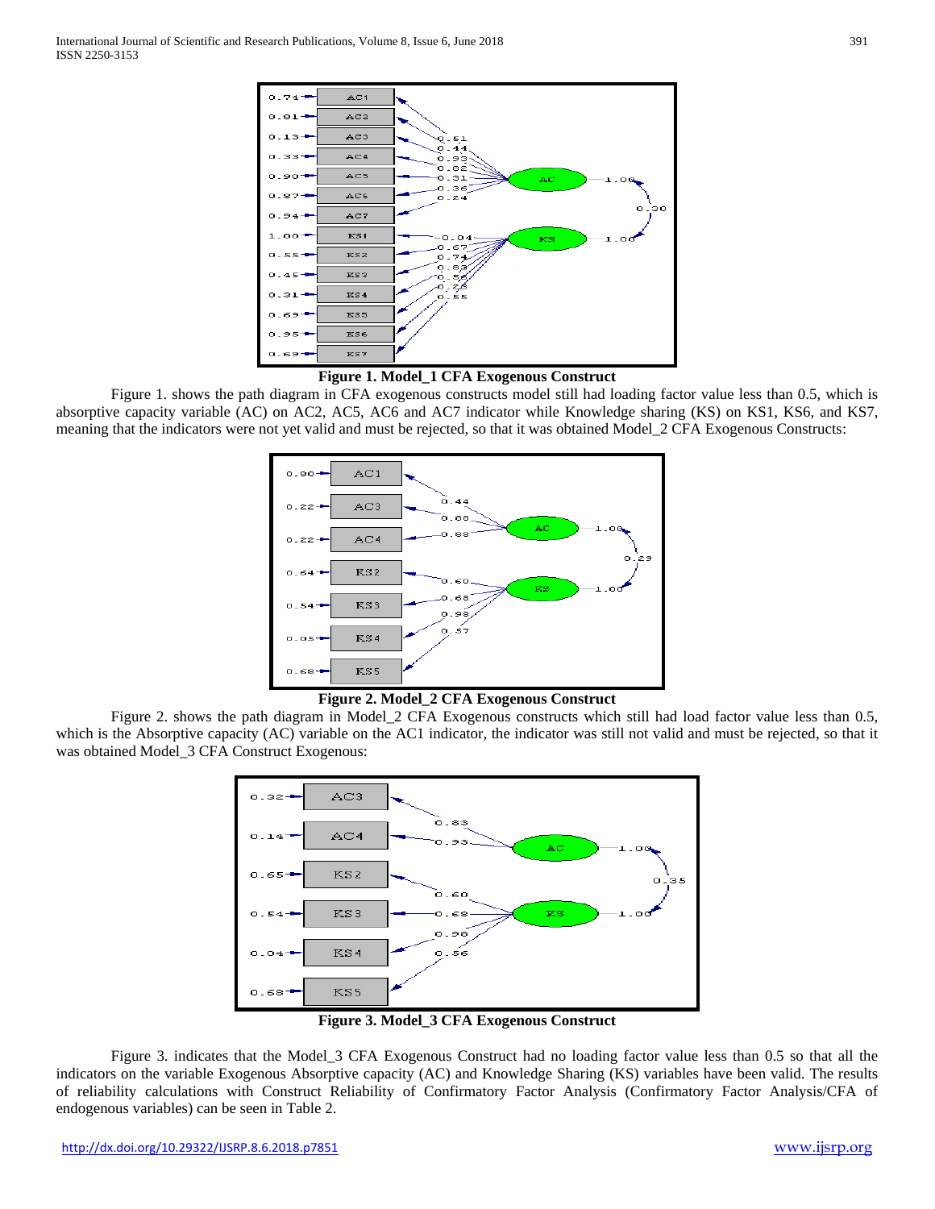**Figure 1. Model_1 CFA Exogenous Construct**

Figure 1. shows the path diagram in CFA exogenous constructs model still had loading factor value less than 0.5, which is absorptive capacity variable (AC) on AC2, AC5, AC6 and AC7 indicator while Knowledge sharing (KS) on KS1, KS6, and KS7, meaning that the indicators were not yet valid and must be rejected, so that it was obtained Model_2 CFA Exogenous Constructs:

**Figure 2. Model_2 CFA Exogenous Construct**

Figure 2. shows the path diagram in Model_2 CFA Exogenous constructs which still had load factor value less than 0.5, which is the Absorptive capacity (AC) variable on the AC1 indicator, the indicator was still not valid and must be rejected, so that it was obtained Model_3 CFA Construct Exogenous:

**Figure 3. Model_3 CFA Exogenous Construct**

Figure 3. indicates that the Model_3 CFA Exogenous Construct had no loading factor value less than 0.5 so that all the indicators on the variable Exogenous Absorptive capacity (AC) and Knowledge Sharing (KS) variables have been valid. The results of reliability calculations with Construct Reliability of Confirmatory Factor Analysis (Confirmatory Factor Analysis/CFA of endogenous variables) can be seen in Table 2.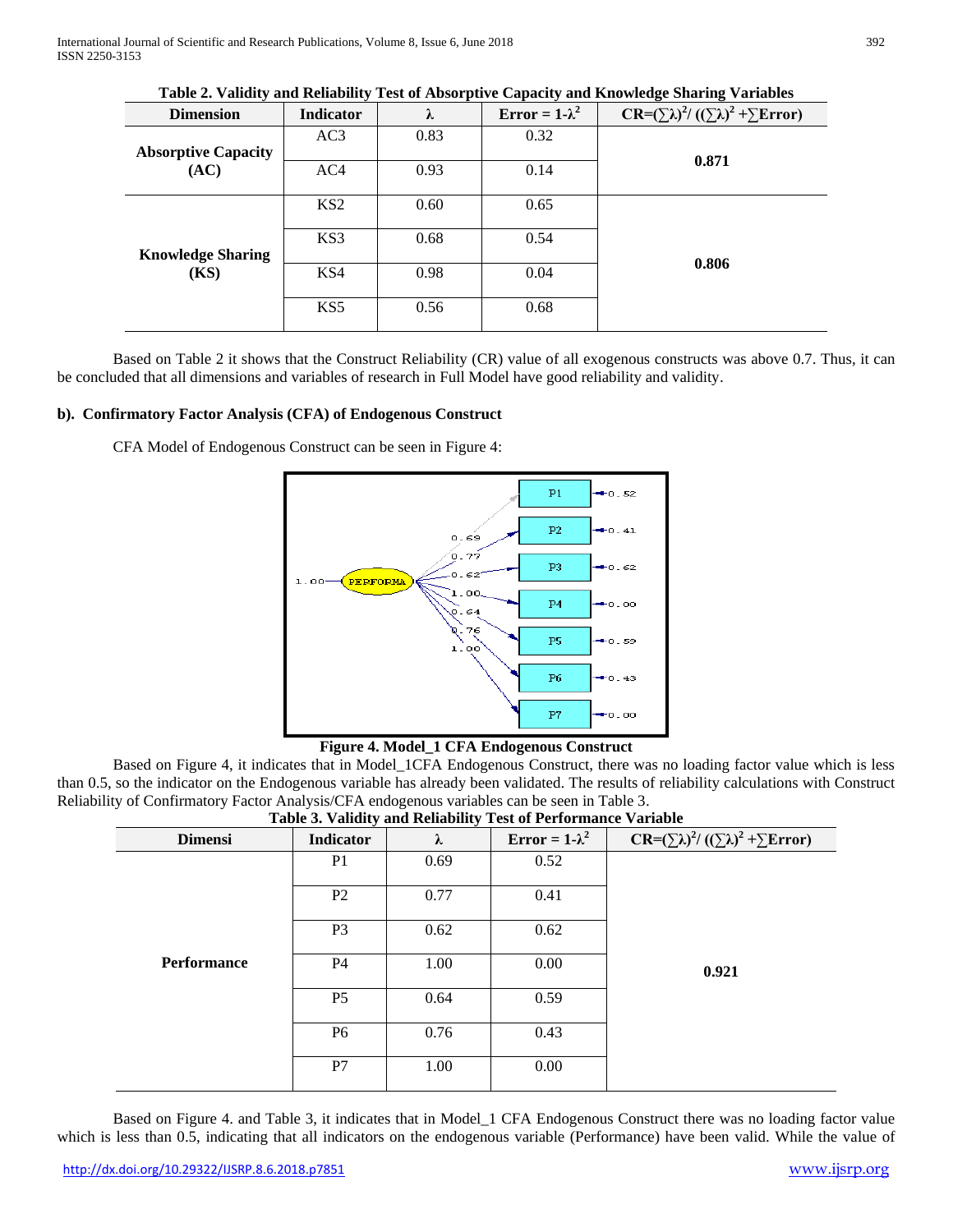**Table 2. Validity and Reliability Test of Absorptive Capacity and Knowledge Sharing Variables**

| Dimension | Indicator | λ | Error = $1-\lambda^2$ | $CR=(\sum\lambda)^2/((\sum\lambda)^2+\sum Error)$ |
|---|---|---|---|---|
| **Absorptive Capacity (AC)** | AC3 | 0.83 | 0.32 | **0.871** |
| | AC4 | 0.93 | 0.14 | |
| **Knowledge Sharing (KS)** | KS2 | 0.60 | 0.65 | **0.806** |
| | KS3 | 0.68 | 0.54 | |
| | KS4 | 0.98 | 0.04 | |
| | KS5 | 0.56 | 0.68 | |

Based on Table 2 it shows that the Construct Reliability (CR) value of all exogenous constructs was above 0.7. Thus, it can be concluded that all dimensions and variables of research in Full Model have good reliability and validity.

#### b). Confirmatory Factor Analysis (CFA) of Endogenous Construct

CFA Model of Endogenous Construct can be seen in Figure 4:

**Figure 4. Model_1 CFA Endogenous Construct**

Based on Figure 4, it indicates that in Model_1CFA Endogenous Construct, there was no loading factor value which is less than 0.5, so the indicator on the Endogenous variable has already been validated. The results of reliability calculations with Construct Reliability of Confirmatory Factor Analysis/CFA endogenous variables can be seen in Table 3.

**Table 3. Validity and Reliability Test of Performance Variable**

| Dimensi | Indicator | λ | Error = $1-\lambda^2$ | $CR=(\sum\lambda)^2/((\sum\lambda)^2+\sum Error)$ |
|---|---|---|---|---|
| **Performance** | P1 | 0.69 | 0.52 | **0.921** |
| | P2 | 0.77 | 0.41 | |
| | P3 | 0.62 | 0.62 | |
| | P4 | 1.00 | 0.00 | |
| | P5 | 0.64 | 0.59 | |
| | P6 | 0.76 | 0.43 | |
| | P7 | 1.00 | 0.00 | |

Based on Figure 4. and Table 3, it indicates that in Model_1 CFA Endogenous Construct there was no loading factor value which is less than 0.5, indicating that all indicators on the endogenous variable (Performance) have been valid. While the value of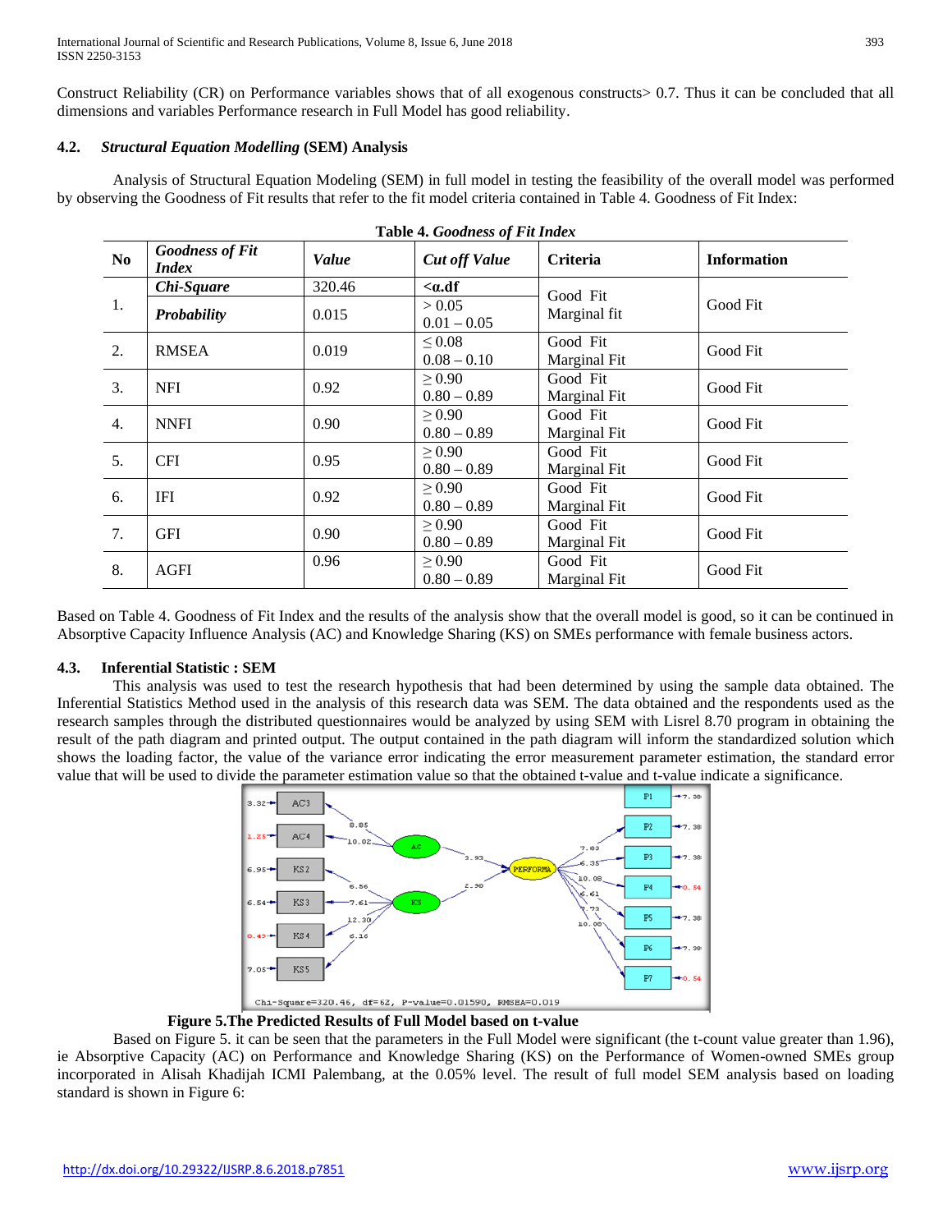Construct Reliability (CR) on Performance variables shows that of all exogenous constructs> 0.7. Thus it can be concluded that all dimensions and variables Performance research in Full Model has good reliability.

### 4.2. *Structural Equation Modelling* (SEM) Analysis

Analysis of Structural Equation Modeling (SEM) in full model in testing the feasibility of the overall model was performed by observing the Goodness of Fit results that refer to the fit model criteria contained in Table 4. Goodness of Fit Index:

**Table 4. *Goodness of Fit Index***

| No | *Goodness of Fit Index* | *Value* | *Cut off Value* | Criteria | Information |
|---|---|---|---|---|---|
| 1. | *Chi-Square* | 320.46 | <α.df | Good Fit<br>Marginal fit | Good Fit |
| | *Probability* | 0.015 | > 0.05<br>0.01 – 0.05 | | |
| 2. | RMSEA | 0.019 | ≤ 0.08<br>0.08 – 0.10 | Good Fit<br>Marginal Fit | Good Fit |
| 3. | NFI | 0.92 | ≥ 0.90<br>0.80 – 0.89 | Good Fit<br>Marginal Fit | Good Fit |
| 4. | NNFI | 0.90 | ≥ 0.90<br>0.80 – 0.89 | Good Fit<br>Marginal Fit | Good Fit |
| 5. | CFI | 0.95 | ≥ 0.90<br>0.80 – 0.89 | Good Fit<br>Marginal Fit | Good Fit |
| 6. | IFI | 0.92 | ≥ 0.90<br>0.80 – 0.89 | Good Fit<br>Marginal Fit | Good Fit |
| 7. | GFI | 0.90 | ≥ 0.90<br>0.80 – 0.89 | Good Fit<br>Marginal Fit | Good Fit |
| 8. | AGFI | 0.96 | ≥ 0.90<br>0.80 – 0.89 | Good Fit<br>Marginal Fit | Good Fit |

Based on Table 4. Goodness of Fit Index and the results of the analysis show that the overall model is good, so it can be continued in Absorptive Capacity Influence Analysis (AC) and Knowledge Sharing (KS) on SMEs performance with female business actors.

### 4.3. Inferential Statistic : SEM

This analysis was used to test the research hypothesis that had been determined by using the sample data obtained. The Inferential Statistics Method used in the analysis of this research data was SEM. The data obtained and the respondents used as the research samples through the distributed questionnaires would be analyzed by using SEM with Lisrel 8.70 program in obtaining the result of the path diagram and printed output. The output contained in the path diagram will inform the standardized solution which shows the loading factor, the value of the variance error indicating the error measurement parameter estimation, the standard error value that will be used to divide the parameter estimation value so that the obtained t-value and t-value indicate a significance.

**Figure 5.The Predicted Results of Full Model based on t-value**

Based on Figure 5. it can be seen that the parameters in the Full Model were significant (the t-count value greater than 1.96), ie Absorptive Capacity (AC) on Performance and Knowledge Sharing (KS) on the Performance of Women-owned SMEs group incorporated in Alisah Khadijah ICMI Palembang, at the 0.05% level. The result of full model SEM analysis based on loading standard is shown in Figure 6: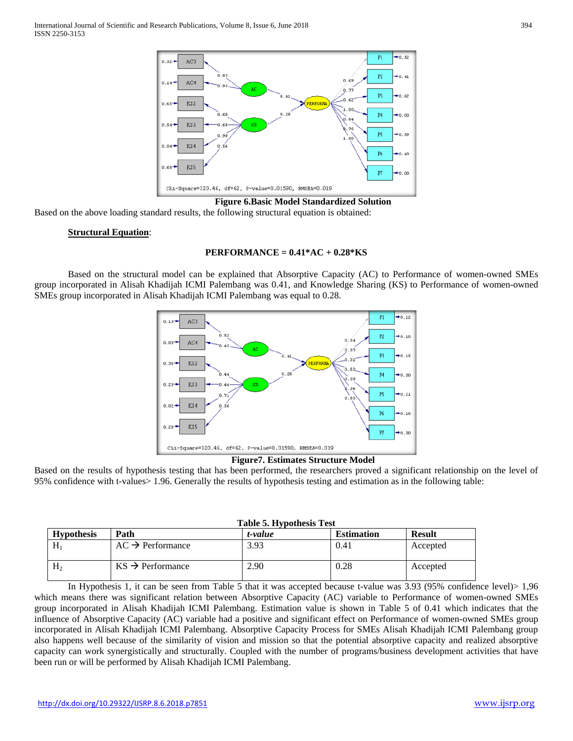**Figure 6.Basic Model Standardized Solution**

Based on the above loading standard results, the following structural equation is obtained:

**Structural Equation**:

**PERFORMANCE = 0.41*AC + 0.28*KS**

Based on the structural model can be explained that Absorptive Capacity (AC) to Performance of women-owned SMEs group incorporated in Alisah Khadijah ICMI Palembang was 0.41, and Knowledge Sharing (KS) to Performance of women-owned SMEs group incorporated in Alisah Khadijah ICMI Palembang was equal to 0.28.

**Figure7. Estimates Structure Model**

Based on the results of hypothesis testing that has been performed, the researchers proved a significant relationship on the level of 95% confidence with t-values> 1.96. Generally the results of hypothesis testing and estimation as in the following table:

**Table 5. Hypothesis Test**

| Hypothesis | Path | *t-value* | Estimation | Result |
|---|---|---|---|---|
| $H_1$ | AC → Performance | 3.93 | 0.41 | Accepted |
| $H_2$ | KS → Performance | 2.90 | 0.28 | Accepted |

In Hypothesis 1, it can be seen from Table 5 that it was accepted because t-value was 3.93 (95% confidence level)> 1,96 which means there was significant relation between Absorptive Capacity (AC) variable to Performance of women-owned SMEs group incorporated in Alisah Khadijah ICMI Palembang. Estimation value is shown in Table 5 of 0.41 which indicates that the influence of Absorptive Capacity (AC) variable had a positive and significant effect on Performance of women-owned SMEs group incorporated in Alisah Khadijah ICMI Palembang. Absorptive Capacity Process for SMEs Alisah Khadijah ICMI Palembang group also happens well because of the similarity of vision and mission so that the potential absorptive capacity and realized absorptive capacity can work synergistically and structurally. Coupled with the number of programs/business development activities that have been run or will be performed by Alisah Khadijah ICMI Palembang.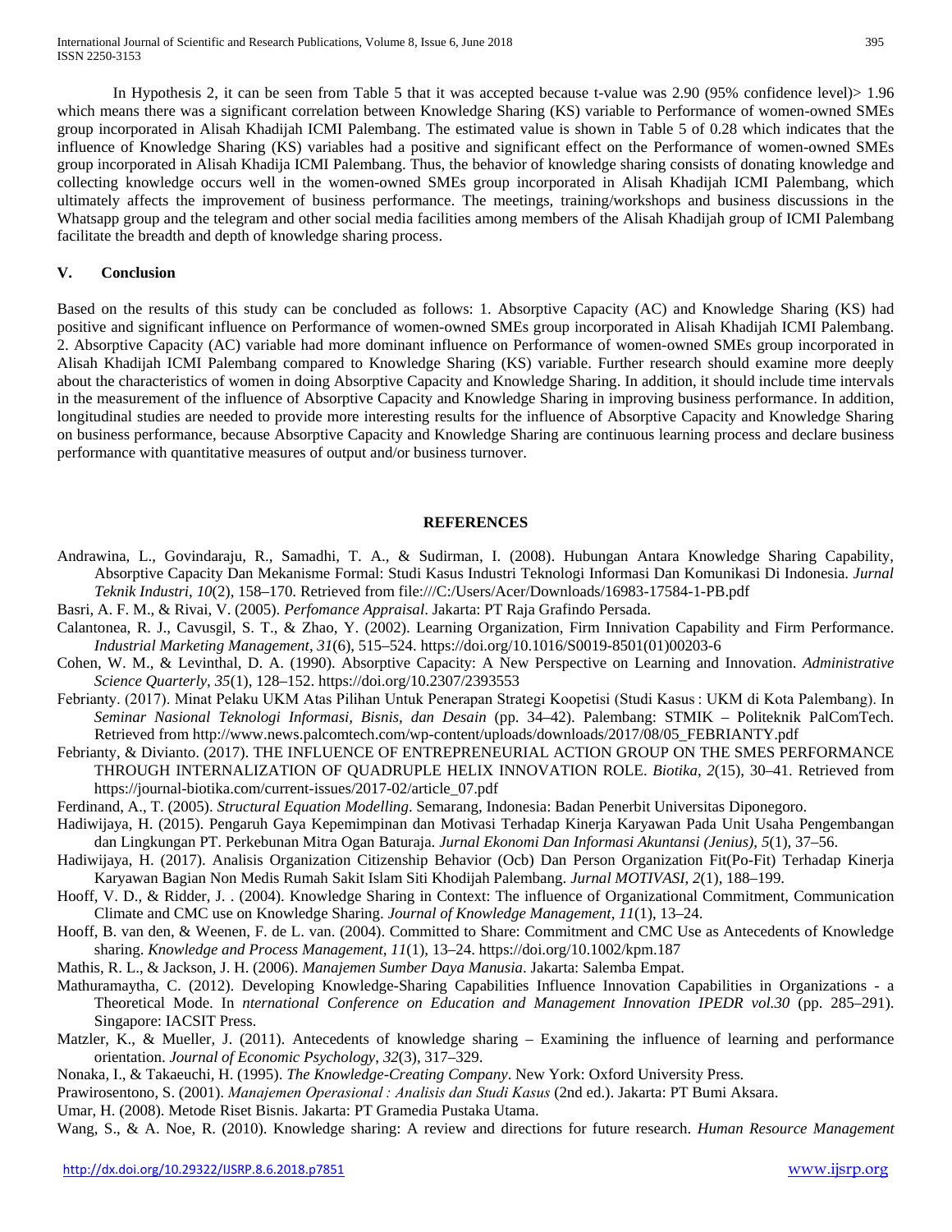In Hypothesis 2, it can be seen from Table 5 that it was accepted because t-value was 2.90 (95% confidence level)> 1.96 which means there was a significant correlation between Knowledge Sharing (KS) variable to Performance of women-owned SMEs group incorporated in Alisah Khadijah ICMI Palembang. The estimated value is shown in Table 5 of 0.28 which indicates that the influence of Knowledge Sharing (KS) variables had a positive and significant effect on the Performance of women-owned SMEs group incorporated in Alisah Khadija ICMI Palembang. Thus, the behavior of knowledge sharing consists of donating knowledge and collecting knowledge occurs well in the women-owned SMEs group incorporated in Alisah Khadijah ICMI Palembang, which ultimately affects the improvement of business performance. The meetings, training/workshops and business discussions in the Whatsapp group and the telegram and other social media facilities among members of the Alisah Khadijah group of ICMI Palembang facilitate the breadth and depth of knowledge sharing process.

## V. Conclusion

Based on the results of this study can be concluded as follows: 1. Absorptive Capacity (AC) and Knowledge Sharing (KS) had positive and significant influence on Performance of women-owned SMEs group incorporated in Alisah Khadijah ICMI Palembang. 2. Absorptive Capacity (AC) variable had more dominant influence on Performance of women-owned SMEs group incorporated in Alisah Khadijah ICMI Palembang compared to Knowledge Sharing (KS) variable. Further research should examine more deeply about the characteristics of women in doing Absorptive Capacity and Knowledge Sharing. In addition, it should include time intervals in the measurement of the influence of Absorptive Capacity and Knowledge Sharing in improving business performance. In addition, longitudinal studies are needed to provide more interesting results for the influence of Absorptive Capacity and Knowledge Sharing on business performance, because Absorptive Capacity and Knowledge Sharing are continuous learning process and declare business performance with quantitative measures of output and/or business turnover.

## REFERENCES

Andrawina, L., Govindaraju, R., Samadhi, T. A., & Sudirman, I. (2008). Hubungan Antara Knowledge Sharing Capability, Absorptive Capacity Dan Mekanisme Formal: Studi Kasus Industri Teknologi Informasi Dan Komunikasi Di Indonesia. *Jurnal Teknik Industri*, *10*(2), 158–170. Retrieved from file:///C:/Users/Acer/Downloads/16983-17584-1-PB.pdf

Basri, A. F. M., & Rivai, V. (2005). *Perfomance Appraisal*. Jakarta: PT Raja Grafindo Persada.

Calantonea, R. J., Cavusgil, S. T., & Zhao, Y. (2002). Learning Organization, Firm Innivation Capability and Firm Performance. *Industrial Marketing Management*, *31*(6), 515–524. https://doi.org/10.1016/S0019-8501(01)00203-6

Cohen, W. M., & Levinthal, D. A. (1990). Absorptive Capacity: A New Perspective on Learning and Innovation. *Administrative Science Quarterly*, *35*(1), 128–152. https://doi.org/10.2307/2393553

Febrianty. (2017). Minat Pelaku UKM Atas Pilihan Untuk Penerapan Strategi Koopetisi (Studi Kasus : UKM di Kota Palembang). In *Seminar Nasional Teknologi Informasi, Bisnis, dan Desain* (pp. 34–42). Palembang: STMIK – Politeknik PalComTech. Retrieved from http://www.news.palcomtech.com/wp-content/uploads/downloads/2017/08/05_FEBRIANTY.pdf

Febrianty, & Divianto. (2017). THE INFLUENCE OF ENTREPRENEURIAL ACTION GROUP ON THE SMES PERFORMANCE THROUGH INTERNALIZATION OF QUADRUPLE HELIX INNOVATION ROLE. *Biotika*, *2*(15), 30–41. Retrieved from https://journal-biotika.com/current-issues/2017-02/article_07.pdf

Ferdinand, A., T. (2005). *Structural Equation Modelling*. Semarang, Indonesia: Badan Penerbit Universitas Diponegoro.

Hadiwijaya, H. (2015). Pengaruh Gaya Kepemimpinan dan Motivasi Terhadap Kinerja Karyawan Pada Unit Usaha Pengembangan dan Lingkungan PT. Perkebunan Mitra Ogan Baturaja. *Jurnal Ekonomi Dan Informasi Akuntansi (Jenius)*, *5*(1), 37–56.

Hadiwijaya, H. (2017). Analisis Organization Citizenship Behavior (Ocb) Dan Person Organization Fit(Po-Fit) Terhadap Kinerja Karyawan Bagian Non Medis Rumah Sakit Islam Siti Khodijah Palembang. *Jurnal MOTIVASI*, *2*(1), 188–199.

Hooff, V. D., & Ridder, J. . (2004). Knowledge Sharing in Context: The influence of Organizational Commitment, Communication Climate and CMC use on Knowledge Sharing. *Journal of Knowledge Management*, *11*(1), 13–24.

Hooff, B. van den, & Weenen, F. de L. van. (2004). Committed to Share: Commitment and CMC Use as Antecedents of Knowledge sharing. *Knowledge and Process Management*, *11*(1), 13–24. https://doi.org/10.1002/kpm.187

Mathis, R. L., & Jackson, J. H. (2006). *Manajemen Sumber Daya Manusia*. Jakarta: Salemba Empat.

Mathuramaytha, C. (2012). Developing Knowledge-Sharing Capabilities Influence Innovation Capabilities in Organizations - a Theoretical Mode. In *nternational Conference on Education and Management Innovation IPEDR vol.30* (pp. 285–291). Singapore: IACSIT Press.

Matzler, K., & Mueller, J. (2011). Antecedents of knowledge sharing – Examining the influence of learning and performance orientation. *Journal of Economic Psychology*, *32*(3), 317–329.

Nonaka, I., & Takaeuchi, H. (1995). *The Knowledge-Creating Company*. New York: Oxford University Press.

Prawirosentono, S. (2001). *Manajemen Operasional : Analisis dan Studi Kasus* (2nd ed.). Jakarta: PT Bumi Aksara.

Umar, H. (2008). Metode Riset Bisnis. Jakarta: PT Gramedia Pustaka Utama.

Wang, S., & A. Noe, R. (2010). Knowledge sharing: A review and directions for future research. *Human Resource Management*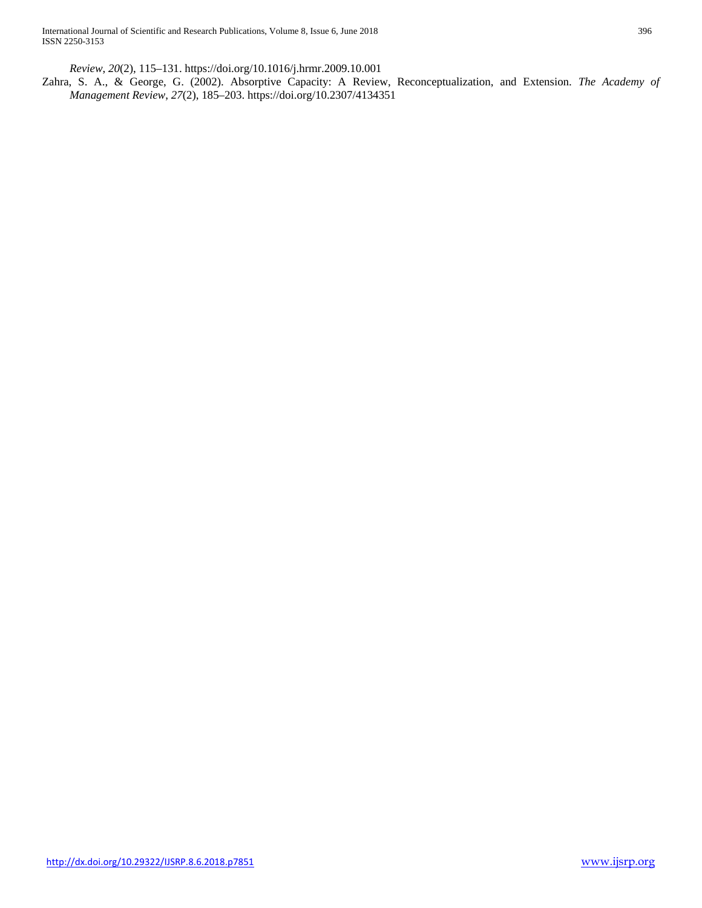*Review*, *20*(2), 115–131. https://doi.org/10.1016/j.hrmr.2009.10.001

Zahra, S. A., & George, G. (2002). Absorptive Capacity: A Review, Reconceptualization, and Extension. *The Academy of Management Review*, *27*(2), 185–203. https://doi.org/10.2307/4134351